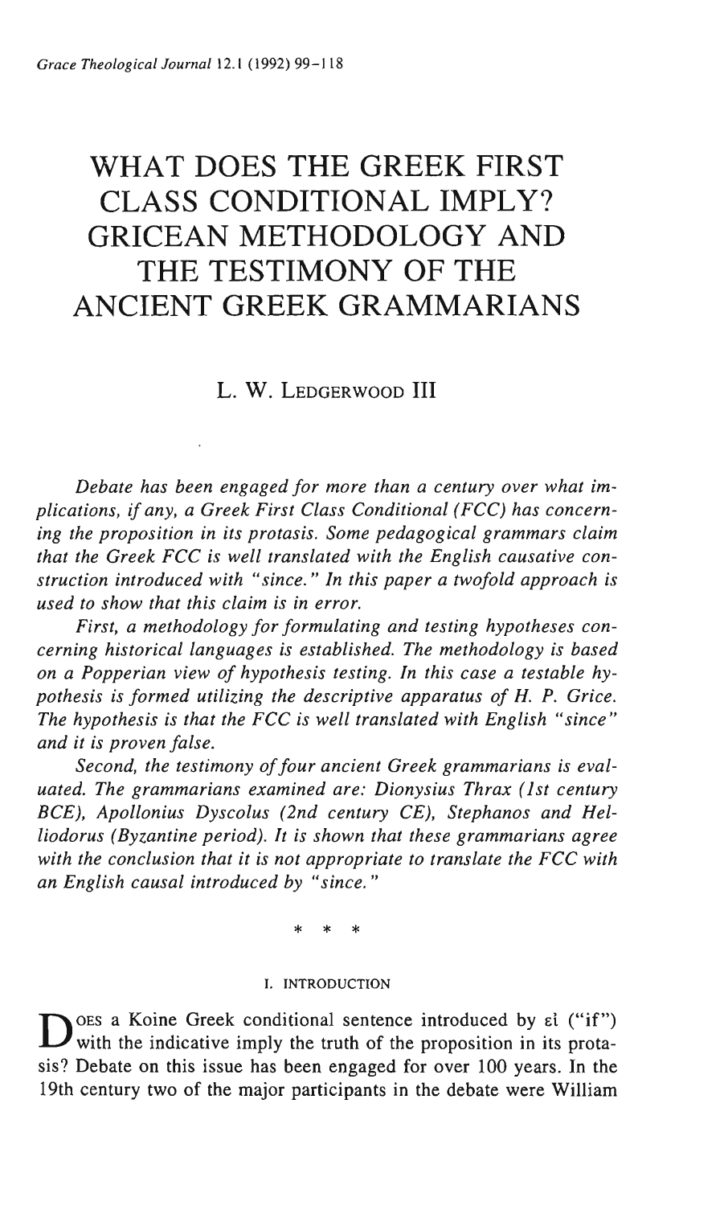# WHAT DOES THE GREEK FIRST CLASS CONDITIONAL IMPLY? GRICEAN METHODOLOGY AND THE TESTIMONY OF THE ANCIENT GREEK GRAMMARIANS

L. W. LEDGERWOOD III

*Debate has been engaged for more than a century over what implications, if any, a Greek First Class Conditional (FCC) has concerning the proposition in its protasis. Some pedagogical grammars claim that the Greek FCC is well translated with the English causative construction introduced with "since." In this paper a twofold approach is used to show that this claim is in error.*

*First, a methodology for formulating and testing hypotheses concerning historical languages is established. The methodology is based on a Popperian view of hypothesis testing. In this case a testable hypothesis is formed utilizing the descriptive apparatus of H. P. Grice. The hypothesis is that the FCC is well translated with English "since" and it is proven false.*

*Second, the testimony of four ancient Greek grammarians is evaluated. The grammarians examined are: Dionysius Thrax (1st century BCE), Apollonius Dyscolus (2nd century CE), Stephanos and Helliodorus (Byzantine period). It is shown that these grammarians agree with the conclusion that it is not appropriate to translate the FCC with an English causal introduced by "since."*

\* \* \*

## I. INTRODUCTION

Does a Koine Greek conditional sentence introduced by εἰ ("if") with the indicative imply the truth of the proposition in its protasis? Debate on this issue has been engaged for over 100 years. In the 19th century two of the major participants in the debate were William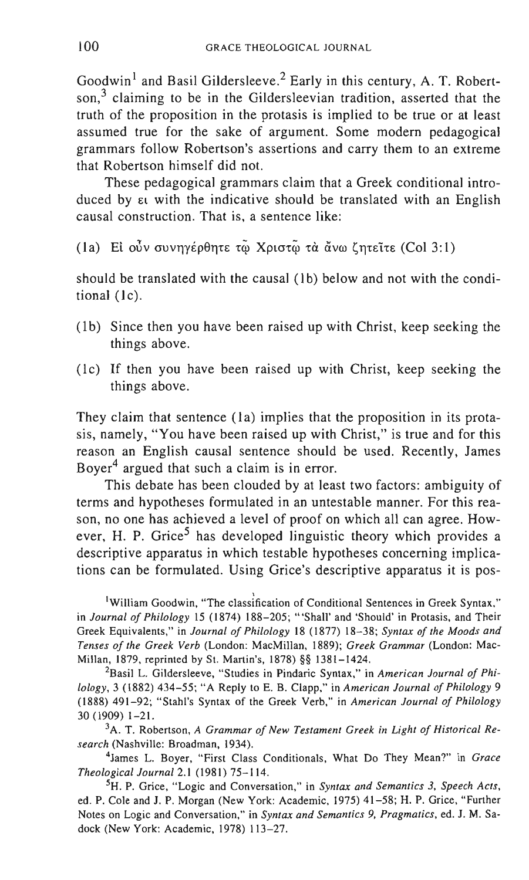Goodwin[1] and Basil Gildersleeve.[2] Early in this century, A. T. Robertson,[3] claiming to be in the Gildersleevian tradition, asserted that the truth of the proposition in the protasis is implied to be true or at least assumed true for the sake of argument. Some modern pedagogical grammars follow Robertson's assertions and carry them to an extreme that Robertson himself did not.

These pedagogical grammars claim that a Greek conditional introduced by εἰ with the indicative should be translated with an English causal construction. That is, a sentence like:

(1a) Εἰ οὖν συνηγέρθητε τῷ Χριστῷ τὰ ἄνω ζητεῖτε (Col 3:1)

should be translated with the causal (1b) below and not with the conditional (1c).

- (1b) Since then you have been raised up with Christ, keep seeking the things above.
- (1c) If then you have been raised up with Christ, keep seeking the things above.

They claim that sentence (1a) implies that the proposition in its protasis, namely, "You have been raised up with Christ," is true and for this reason an English causal sentence should be used. Recently, James Boyer[4] argued that such a claim is in error.

This debate has been clouded by at least two factors: ambiguity of terms and hypotheses formulated in an untestable manner. For this reason, no one has achieved a level of proof on which all can agree. However, H. P. Grice[5] has developed linguistic theory which provides a descriptive apparatus in which testable hypotheses concerning implications can be formulated. Using Grice's descriptive apparatus it is pos-

[1] William Goodwin, "The classification of Conditional Sentences in Greek Syntax," in *Journal of Philology* 15 (1874) 188–205; "'Shall' and 'Should' in Protasis, and Their Greek Equivalents," in *Journal of Philology* 18 (1877) 18–38; *Syntax of the Moods and Tenses of the Greek Verb* (London: MacMillan, 1889); *Greek Grammar* (London: MacMillan, 1879, reprinted by St. Martin's, 1878) §§ 1381–1424.

[2] Basil L. Gildersleeve, "Studies in Pindaric Syntax," in *American Journal of Philology*, 3 (1882) 434–55; "A Reply to E. B. Clapp," in *American Journal of Philology* 9 (1888) 491–92; "Stahl's Syntax of the Greek Verb," in *American Journal of Philology* 30 (1909) 1–21.

[3] A. T. Robertson, *A Grammar of New Testament Greek in Light of Historical Research* (Nashville: Broadman, 1934).

[4] James L. Boyer, "First Class Conditionals, What Do They Mean?" in *Grace Theological Journal* 2.1 (1981) 75–114.

[5] H. P. Grice, "Logic and Conversation," in *Syntax and Semantics 3, Speech Acts*, ed. P. Cole and J. P. Morgan (New York: Academic, 1975) 41–58; H. P. Grice, "Further Notes on Logic and Conversation," in *Syntax and Semantics 9, Pragmatics*, ed. J. M. Sadock (New York: Academic, 1978) 113–27.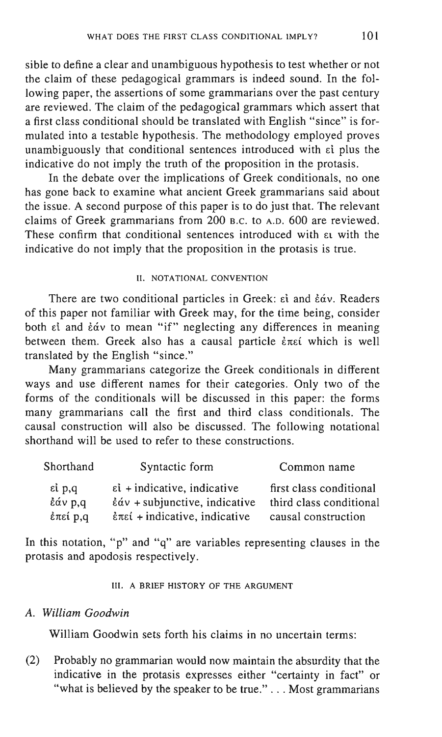sible to define a clear and unambiguous hypothesis to test whether or not the claim of these pedagogical grammars is indeed sound. In the following paper, the assertions of some grammarians over the past century are reviewed. The claim of the pedagogical grammars which assert that a first class conditional should be translated with English "since" is formulated into a testable hypothesis. The methodology employed proves unambiguously that conditional sentences introduced with εἰ plus the indicative do not imply the truth of the proposition in the protasis.

In the debate over the implications of Greek conditionals, no one has gone back to examine what ancient Greek grammarians said about the issue. A second purpose of this paper is to do just that. The relevant claims of Greek grammarians from 200 B.C. to A.D. 600 are reviewed. These confirm that conditional sentences introduced with ει with the indicative do not imply that the proposition in the protasis is true.

## II. NOTATIONAL CONVENTION

There are two conditional particles in Greek: εἰ and ἐάν. Readers of this paper not familiar with Greek may, for the time being, consider both εἰ and ἐάν to mean "if" neglecting any differences in meaning between them. Greek also has a causal particle ἐπεί which is well translated by the English "since."

Many grammarians categorize the Greek conditionals in different ways and use different names for their categories. Only two of the forms of the conditionals will be discussed in this paper: the forms many grammarians call the first and third class conditionals. The causal construction will also be discussed. The following notational shorthand will be used to refer to these constructions.

| Shorthand | Syntactic form | Common name |
| --- | --- | --- |
| εἰ p,q | εἰ + indicative, indicative | first class conditional |
| ἐάν p,q | ἐάν + subjunctive, indicative | third class conditional |
| ἐπεί p,q | ἐπεί + indicative, indicative | causal construction |

In this notation, "p" and "q" are variables representing clauses in the protasis and apodosis respectively.

## III. A BRIEF HISTORY OF THE ARGUMENT

### A. *William Goodwin*

William Goodwin sets forth his claims in no uncertain terms:

(2) Probably no grammarian would now maintain the absurdity that the indicative in the protasis expresses either "certainty in fact" or "what is believed by the speaker to be true." . . . Most grammarians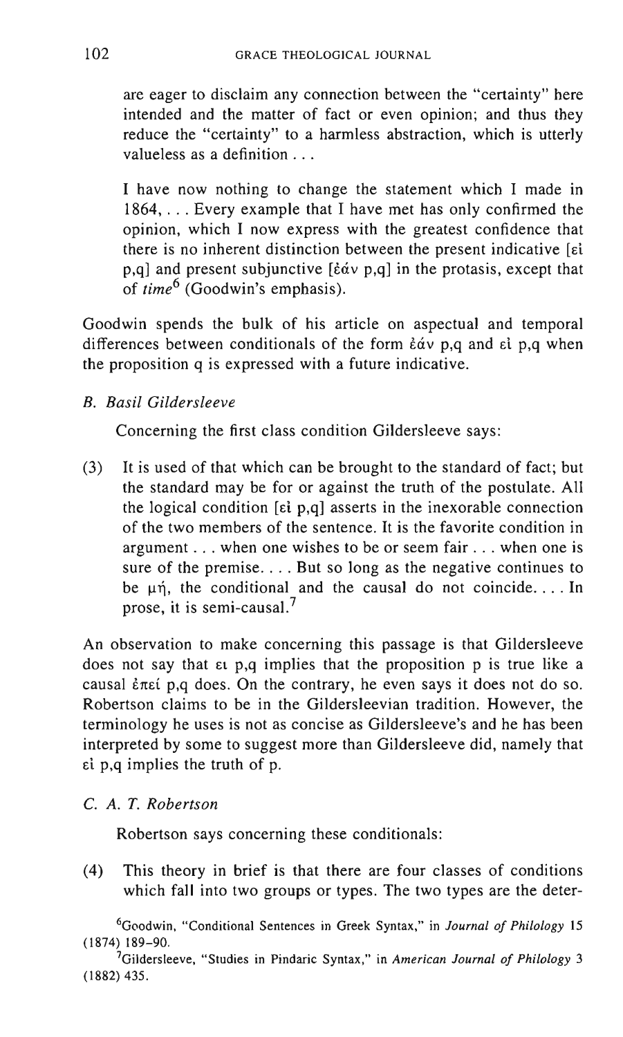are eager to disclaim any connection between the "certainty" here intended and the matter of fact or even opinion; and thus they reduce the "certainty" to a harmless abstraction, which is utterly valueless as a definition . . .

> I have now nothing to change the statement which I made in 1864, . . . Every example that I have met has only confirmed the opinion, which I now express with the greatest confidence that there is no inherent distinction between the present indicative [εἰ p,q] and present subjunctive [ἐάν p,q] in the protasis, except that of *time*[6] (Goodwin's emphasis).

Goodwin spends the bulk of his article on aspectual and temporal differences between conditionals of the form ἐάν p,q and εἰ p,q when the proposition q is expressed with a future indicative.

### B. Basil Gildersleeve

Concerning the first class condition Gildersleeve says:

(3) It is used of that which can be brought to the standard of fact; but the standard may be for or against the truth of the postulate. All the logical condition [εἰ p,q] asserts in the inexorable connection of the two members of the sentence. It is the favorite condition in argument . . . when one wishes to be or seem fair . . . when one is sure of the premise. . . . But so long as the negative continues to be μή, the conditional and the causal do not coincide. . . . In prose, it is semi-causal.[7]

An observation to make concerning this passage is that Gildersleeve does not say that ει p,q implies that the proposition p is true like a causal ἐπεί p,q does. On the contrary, he even says it does not do so. Robertson claims to be in the Gildersleevian tradition. However, the terminology he uses is not as concise as Gildersleeve's and he has been interpreted by some to suggest more than Gildersleeve did, namely that εἰ p,q implies the truth of p.

### C. A. T. Robertson

Robertson says concerning these conditionals:

(4) This theory in brief is that there are four classes of conditions which fall into two groups or types. The two types are the deter-

[6] Goodwin, "Conditional Sentences in Greek Syntax," in *Journal of Philology* 15 (1874) 189–90.

[7] Gildersleeve, "Studies in Pindaric Syntax," in *American Journal of Philology* 3 (1882) 435.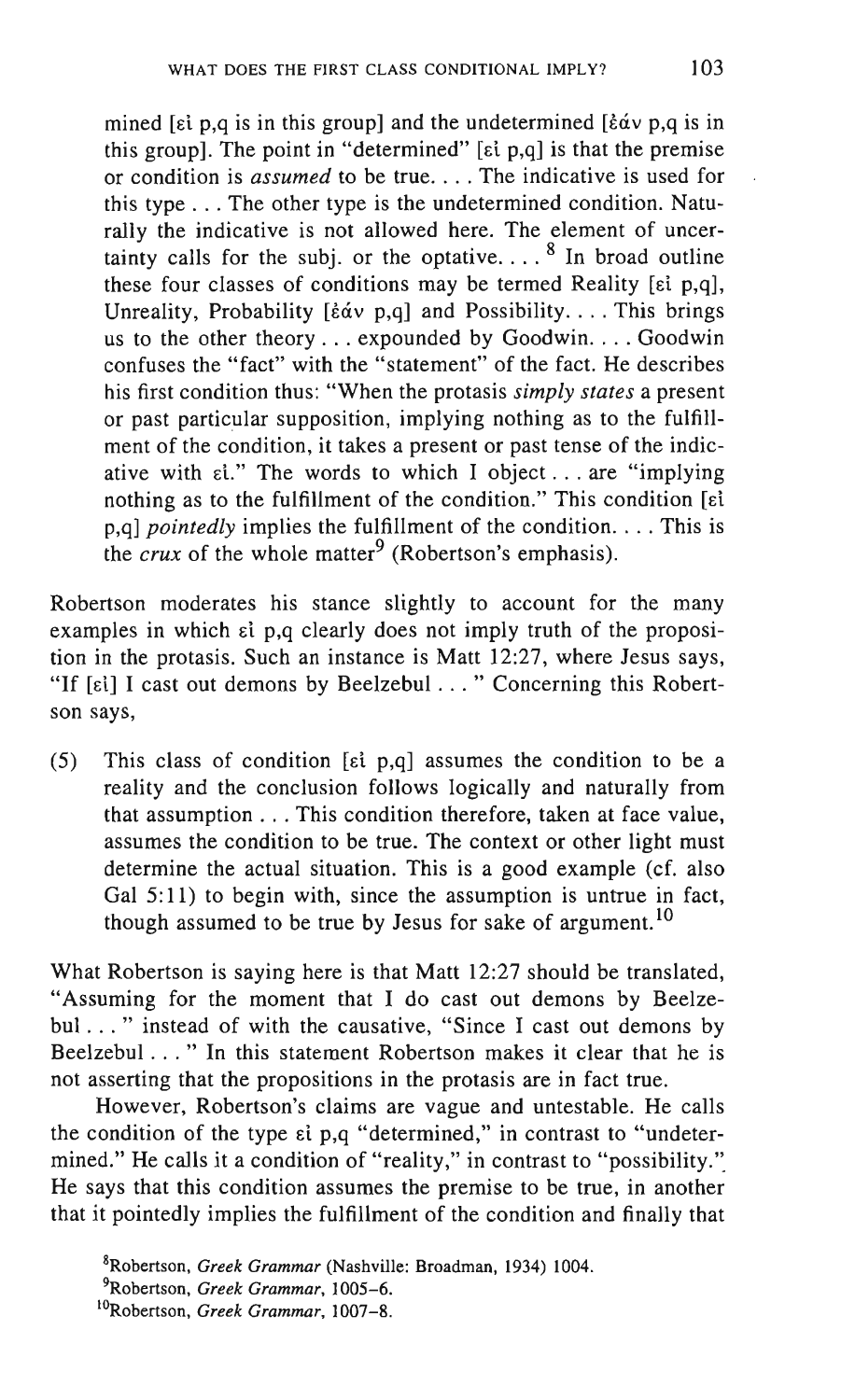mined [εἰ p,q is in this group] and the undetermined [ἐάν p,q is in this group]. The point in "determined" [εἰ p,q] is that the premise or condition is *assumed* to be true. . . . The indicative is used for this type . . . The other type is the undetermined condition. Naturally the indicative is not allowed here. The element of uncertainty calls for the subj. or the optative. . . .[8] In broad outline these four classes of conditions may be termed Reality [εἰ p,q], Unreality, Probability [ἐάν p,q] and Possibility. . . . This brings us to the other theory . . . expounded by Goodwin. . . . Goodwin confuses the "fact" with the "statement" of the fact. He describes his first condition thus: "When the protasis *simply states* a present or past particular supposition, implying nothing as to the fulfillment of the condition, it takes a present or past tense of the indicative with εἰ." The words to which I object . . . are "implying nothing as to the fulfillment of the condition." This condition [εἰ p,q] *pointedly* implies the fulfillment of the condition. . . . This is the *crux* of the whole matter[9] (Robertson's emphasis).

Robertson moderates his stance slightly to account for the many examples in which εἰ p,q clearly does not imply truth of the proposition in the protasis. Such an instance is Matt 12:27, where Jesus says, "If [εἰ] I cast out demons by Beelzebul . . . " Concerning this Robertson says,

(5) This class of condition [εἰ p,q] assumes the condition to be a reality and the conclusion follows logically and naturally from that assumption . . . This condition therefore, taken at face value, assumes the condition to be true. The context or other light must determine the actual situation. This is a good example (cf. also Gal 5:11) to begin with, since the assumption is untrue in fact, though assumed to be true by Jesus for sake of argument.[10]

What Robertson is saying here is that Matt 12:27 should be translated, "Assuming for the moment that I do cast out demons by Beelzebul . . . " instead of with the causative, "Since I cast out demons by Beelzebul . . . " In this statement Robertson makes it clear that he is not asserting that the propositions in the protasis are in fact true.

However, Robertson's claims are vague and untestable. He calls the condition of the type εἰ p,q "determined," in contrast to "undetermined." He calls it a condition of "reality," in contrast to "possibility." He says that this condition assumes the premise to be true, in another that it pointedly implies the fulfillment of the condition and finally that

[8]Robertson, *Greek Grammar* (Nashville: Broadman, 1934) 1004.

[9]Robertson, *Greek Grammar*, 1005–6.

[10]Robertson, *Greek Grammar*, 1007–8.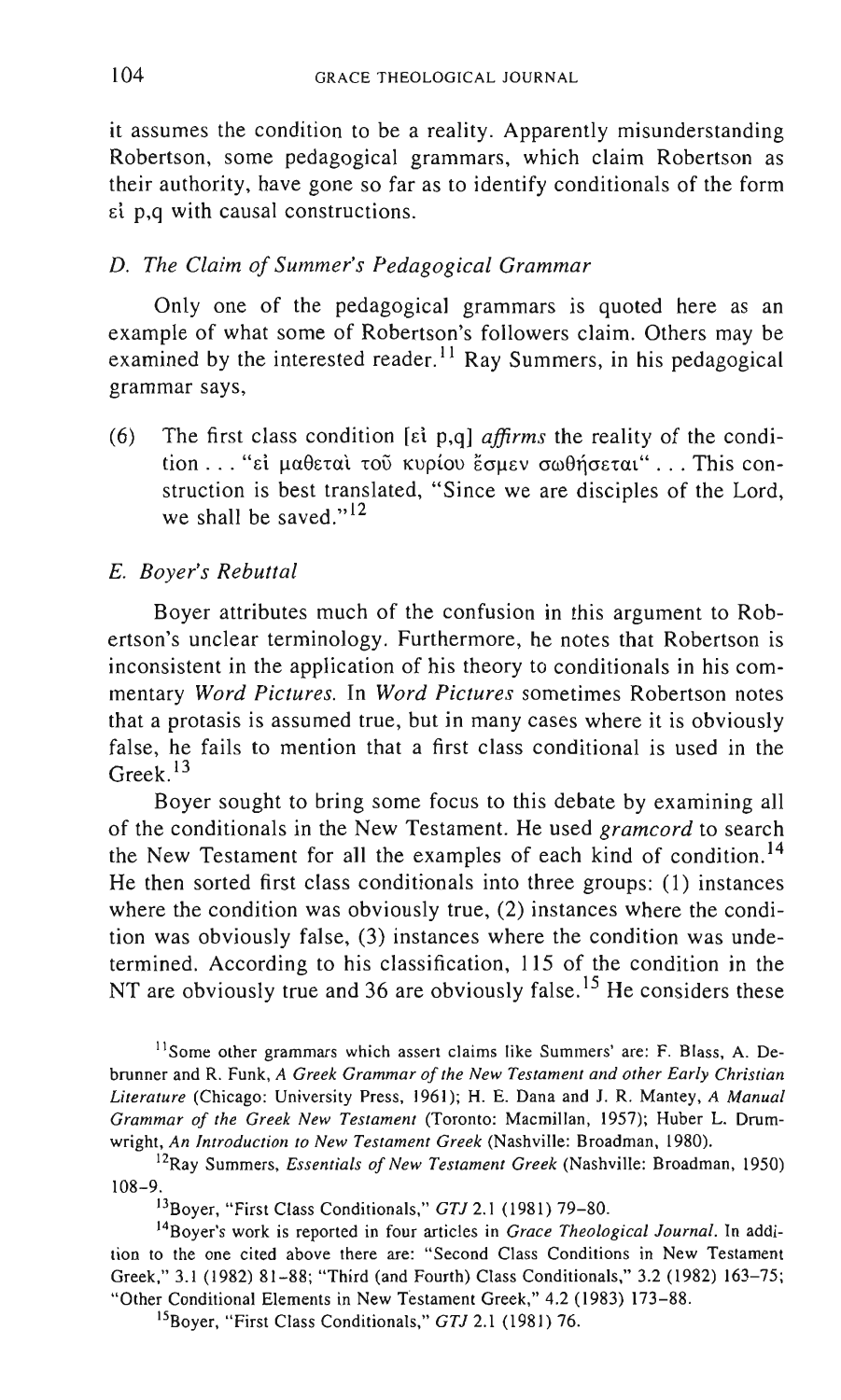it assumes the condition to be a reality. Apparently misunderstanding Robertson, some pedagogical grammars, which claim Robertson as their authority, have gone so far as to identify conditionals of the form εἰ p,q with causal constructions.

### D. The Claim of Summer's Pedagogical Grammar

Only one of the pedagogical grammars is quoted here as an example of what some of Robertson's followers claim. Others may be examined by the interested reader.[11] Ray Summers, in his pedagogical grammar says,

(6) The first class condition [εἰ p,q] *affirms* the reality of the condition . . . "εἰ μαθεταὶ τοῦ κυρίου ἔσμεν σωθήσεται" . . . This construction is best translated, "Since we are disciples of the Lord, we shall be saved."[12]

### E. Boyer's Rebuttal

Boyer attributes much of the confusion in this argument to Robertson's unclear terminology. Furthermore, he notes that Robertson is inconsistent in the application of his theory to conditionals in his commentary *Word Pictures.* In *Word Pictures* sometimes Robertson notes that a protasis is assumed true, but in many cases where it is obviously false, he fails to mention that a first class conditional is used in the Greek.[13]

Boyer sought to bring some focus to this debate by examining all of the conditionals in the New Testament. He used *gramcord* to search the New Testament for all the examples of each kind of condition.[14] He then sorted first class conditionals into three groups: (1) instances where the condition was obviously true, (2) instances where the condition was obviously false, (3) instances where the condition was undetermined. According to his classification, 115 of the condition in the NT are obviously true and 36 are obviously false.[15] He considers these

---

[11] Some other grammars which assert claims like Summers' are: F. Blass, A. Debrunner and R. Funk, *A Greek Grammar of the New Testament and other Early Christian Literature* (Chicago: University Press, 1961); H. E. Dana and J. R. Mantey, *A Manual Grammar of the Greek New Testament* (Toronto: Macmillan, 1957); Huber L. Drumwright, *An Introduction to New Testament Greek* (Nashville: Broadman, 1980).

[12] Ray Summers, *Essentials of New Testament Greek* (Nashville: Broadman, 1950) 108–9.

[13] Boyer, "First Class Conditionals," *GTJ* 2.1 (1981) 79–80.

[14] Boyer's work is reported in four articles in *Grace Theological Journal.* In addition to the one cited above there are: "Second Class Conditions in New Testament Greek," 3.1 (1982) 81–88; "Third (and Fourth) Class Conditionals," 3.2 (1982) 163–75; "Other Conditional Elements in New Testament Greek," 4.2 (1983) 173–88.

[15] Boyer, "First Class Conditionals," *GTJ* 2.1 (1981) 76.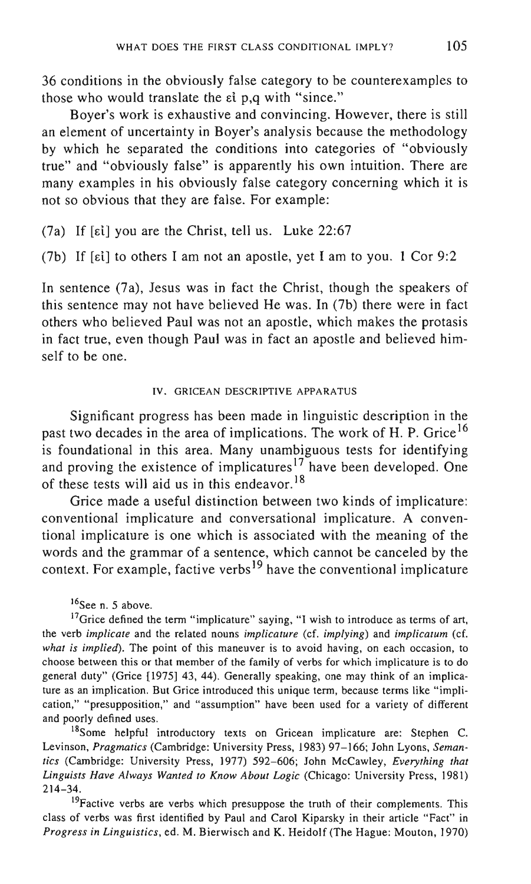36 conditions in the obviously false category to be counterexamples to those who would translate the εἰ p,q with "since."

Boyer's work is exhaustive and convincing. However, there is still an element of uncertainty in Boyer's analysis because the methodology by which he separated the conditions into categories of "obviously true" and "obviously false" is apparently his own intuition. There are many examples in his obviously false category concerning which it is not so obvious that they are false. For example:

(7a) If [εἰ] you are the Christ, tell us. Luke 22:67

(7b) If [εἰ] to others I am not an apostle, yet I am to you. 1 Cor 9:2

In sentence (7a), Jesus was in fact the Christ, though the speakers of this sentence may not have believed He was. In (7b) there were in fact others who believed Paul was not an apostle, which makes the protasis in fact true, even though Paul was in fact an apostle and believed himself to be one.

## IV. GRICEAN DESCRIPTIVE APPARATUS

Significant progress has been made in linguistic description in the past two decades in the area of implications. The work of H. P. Grice[16] is foundational in this area. Many unambiguous tests for identifying and proving the existence of implicatures[17] have been developed. One of these tests will aid us in this endeavor.[18]

Grice made a useful distinction between two kinds of implicature: conventional implicature and conversational implicature. A conventional implicature is one which is associated with the meaning of the words and the grammar of a sentence, which cannot be canceled by the context. For example, factive verbs[19] have the conventional implicature

[16]See n. 5 above.

[17]Grice defined the term "implicature" saying, "I wish to introduce as terms of art, the verb *implicate* and the related nouns *implicature* (cf. *implying*) and *implicatum* (cf. *what is implied*). The point of this maneuver is to avoid having, on each occasion, to choose between this or that member of the family of verbs for which implicature is to do general duty" (Grice [1975] 43, 44). Generally speaking, one may think of an implicature as an implication. But Grice introduced this unique term, because terms like "implication," "presupposition," and "assumption" have been used for a variety of different and poorly defined uses.

[18]Some helpful introductory texts on Gricean implicature are: Stephen C. Levinson, *Pragmatics* (Cambridge: University Press, 1983) 97–166; John Lyons, *Semantics* (Cambridge: University Press, 1977) 592–606; John McCawley, *Everything that Linguists Have Always Wanted to Know About Logic* (Chicago: University Press, 1981) 214–34.

[19]Factive verbs are verbs which presuppose the truth of their complements. This class of verbs was first identified by Paul and Carol Kiparsky in their article "Fact" in *Progress in Linguistics*, ed. M. Bierwisch and K. Heidolf (The Hague: Mouton, 1970)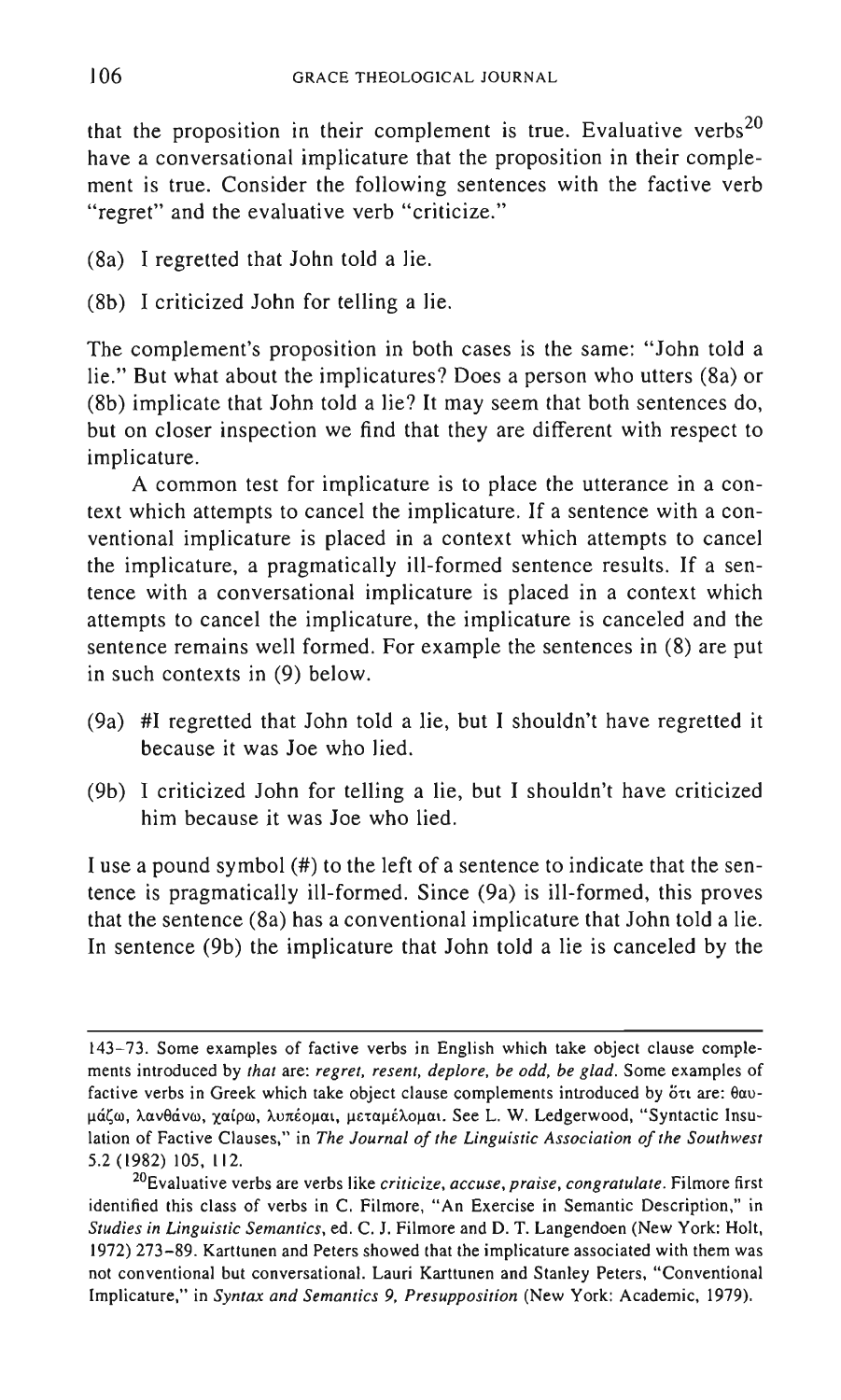that the proposition in their complement is true. Evaluative verbs[20] have a conversational implicature that the proposition in their complement is true. Consider the following sentences with the factive verb "regret" and the evaluative verb "criticize."

(8a) I regretted that John told a lie.

(8b) I criticized John for telling a lie.

The complement's proposition in both cases is the same: "John told a lie." But what about the implicatures? Does a person who utters (8a) or (8b) implicate that John told a lie? It may seem that both sentences do, but on closer inspection we find that they are different with respect to implicature.

A common test for implicature is to place the utterance in a context which attempts to cancel the implicature. If a sentence with a conventional implicature is placed in a context which attempts to cancel the implicature, a pragmatically ill-formed sentence results. If a sentence with a conversational implicature is placed in a context which attempts to cancel the implicature, the implicature is canceled and the sentence remains well formed. For example the sentences in (8) are put in such contexts in (9) below.

(9a) #I regretted that John told a lie, but I shouldn't have regretted it because it was Joe who lied.

(9b) I criticized John for telling a lie, but I shouldn't have criticized him because it was Joe who lied.

I use a pound symbol (#) to the left of a sentence to indicate that the sentence is pragmatically ill-formed. Since (9a) is ill-formed, this proves that the sentence (8a) has a conventional implicature that John told a lie. In sentence (9b) the implicature that John told a lie is canceled by the

---

143–73. Some examples of factive verbs in English which take object clause complements introduced by *that* are: *regret, resent, deplore, be odd, be glad*. Some examples of factive verbs in Greek which take object clause complements introduced by ὅτι are: θαυμάζω, λανθάνω, χαίρω, λυπέομαι, μεταμέλομαι. See L. W. Ledgerwood, "Syntactic Insulation of Factive Clauses," in *The Journal of the Linguistic Association of the Southwest* 5.2 (1982) 105, 112.

[20]Evaluative verbs are verbs like *criticize, accuse, praise, congratulate*. Filmore first identified this class of verbs in C. Filmore, "An Exercise in Semantic Description," in *Studies in Linguistic Semantics*, ed. C. J. Filmore and D. T. Langendoen (New York: Holt, 1972) 273–89. Karttunen and Peters showed that the implicature associated with them was not conventional but conversational. Lauri Karttunen and Stanley Peters, "Conventional Implicature," in *Syntax and Semantics 9, Presupposition* (New York: Academic, 1979).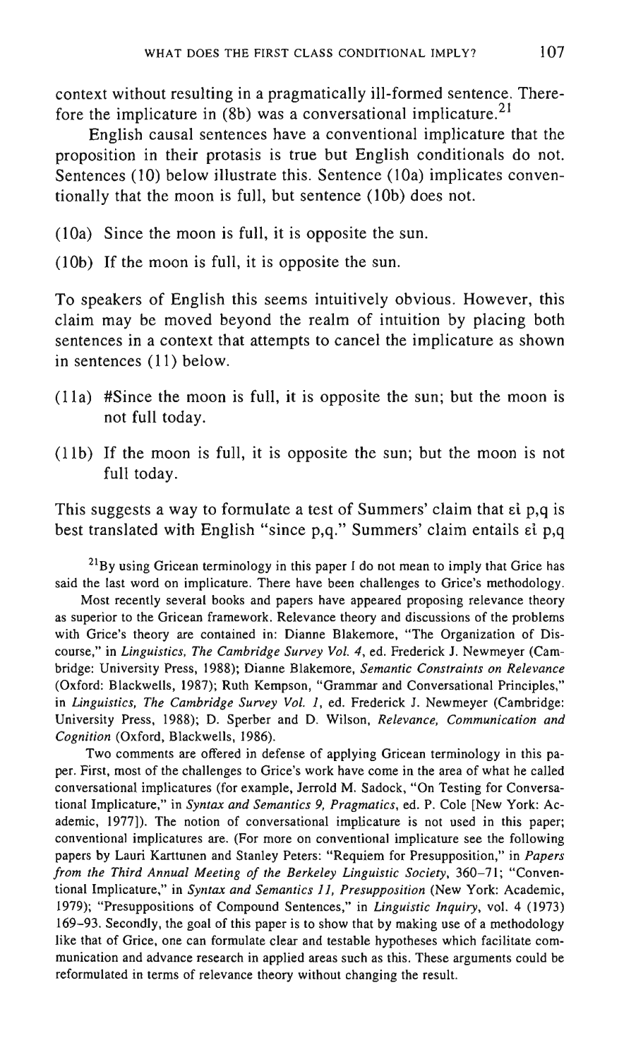context without resulting in a pragmatically ill-formed sentence. Therefore the implicature in (8b) was a conversational implicature.[21]

English causal sentences have a conventional implicature that the proposition in their protasis is true but English conditionals do not. Sentences (10) below illustrate this. Sentence (10a) implicates conventionally that the moon is full, but sentence (10b) does not.

(10a) Since the moon is full, it is opposite the sun.

(10b) If the moon is full, it is opposite the sun.

To speakers of English this seems intuitively obvious. However, this claim may be moved beyond the realm of intuition by placing both sentences in a context that attempts to cancel the implicature as shown in sentences (11) below.

(11a) #Since the moon is full, it is opposite the sun; but the moon is not full today.

(11b) If the moon is full, it is opposite the sun; but the moon is not full today.

This suggests a way to formulate a test of Summers' claim that εἰ p,q is best translated with English "since p,q." Summers' claim entails εἰ p,q

[21]By using Gricean terminology in this paper I do not mean to imply that Grice has said the last word on implicature. There have been challenges to Grice's methodology.

Most recently several books and papers have appeared proposing relevance theory as superior to the Gricean framework. Relevance theory and discussions of the problems with Grice's theory are contained in: Dianne Blakemore, "The Organization of Discourse," in *Linguistics, The Cambridge Survey Vol. 4*, ed. Frederick J. Newmeyer (Cambridge: University Press, 1988); Dianne Blakemore, *Semantic Constraints on Relevance* (Oxford: Blackwells, 1987); Ruth Kempson, "Grammar and Conversational Principles," in *Linguistics, The Cambridge Survey Vol. 1*, ed. Frederick J. Newmeyer (Cambridge: University Press, 1988); D. Sperber and D. Wilson, *Relevance, Communication and Cognition* (Oxford, Blackwells, 1986).

Two comments are offered in defense of applying Gricean terminology in this paper. First, most of the challenges to Grice's work have come in the area of what he called conversational implicatures (for example, Jerrold M. Sadock, "On Testing for Conversational Implicature," in *Syntax and Semantics 9, Pragmatics*, ed. P. Cole [New York: Academic, 1977]). The notion of conversational implicature is not used in this paper; conventional implicatures are. (For more on conventional implicature see the following papers by Lauri Karttunen and Stanley Peters: "Requiem for Presupposition," in *Papers from the Third Annual Meeting of the Berkeley Linguistic Society*, 360–71; "Conventional Implicature," in *Syntax and Semantics 11, Presupposition* (New York: Academic, 1979); "Presuppositions of Compound Sentences," in *Linguistic Inquiry*, vol. 4 (1973) 169–93. Secondly, the goal of this paper is to show that by making use of a methodology like that of Grice, one can formulate clear and testable hypotheses which facilitate communication and advance research in applied areas such as this. These arguments could be reformulated in terms of relevance theory without changing the result.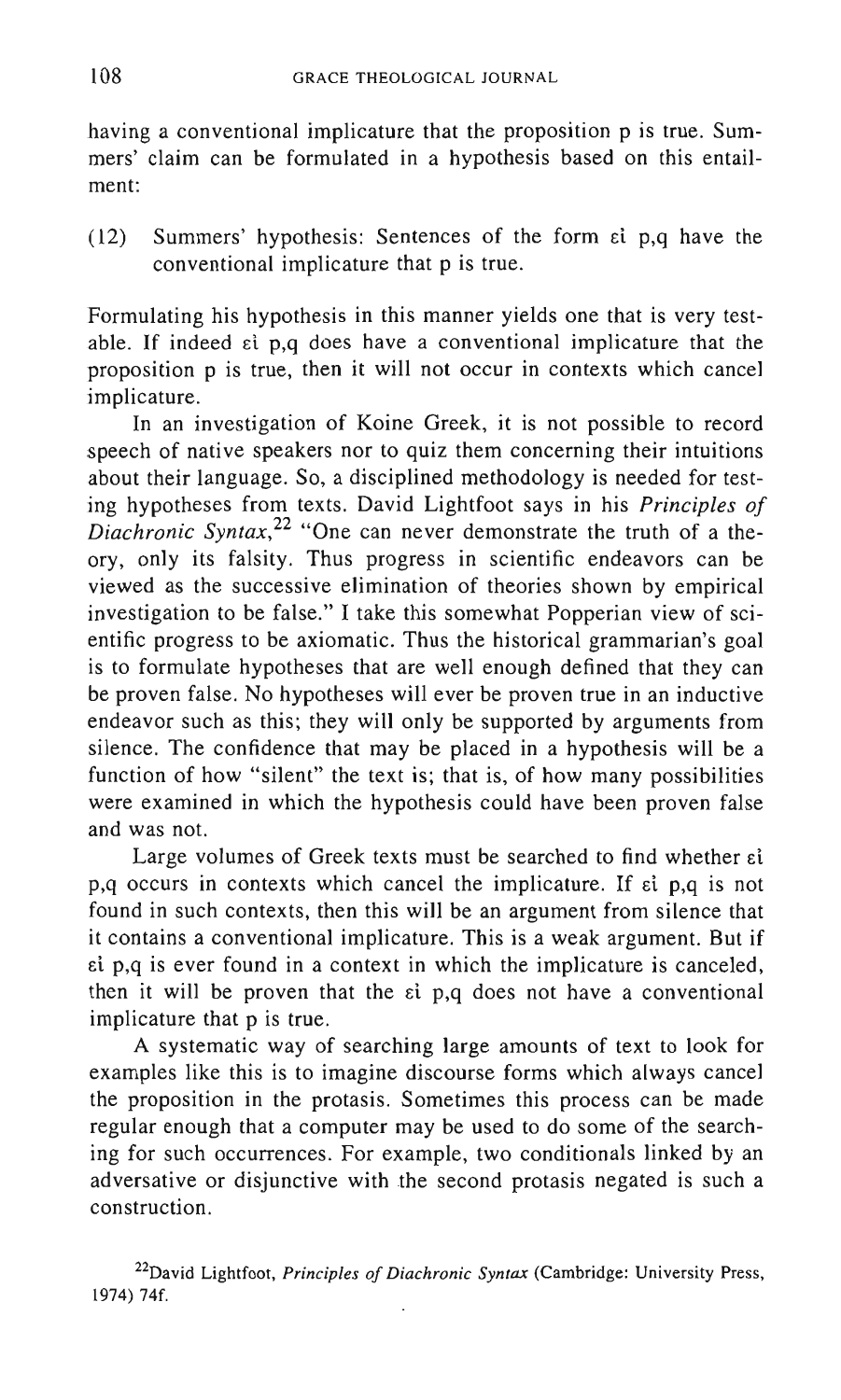having a conventional implicature that the proposition p is true. Summers' claim can be formulated in a hypothesis based on this entailment:

(12) Summers' hypothesis: Sentences of the form εἰ p,q have the conventional implicature that p is true.

Formulating his hypothesis in this manner yields one that is very testable. If indeed εἰ p,q does have a conventional implicature that the proposition p is true, then it will not occur in contexts which cancel implicature.

In an investigation of Koine Greek, it is not possible to record speech of native speakers nor to quiz them concerning their intuitions about their language. So, a disciplined methodology is needed for testing hypotheses from texts. David Lightfoot says in his *Principles of Diachronic Syntax*,[22] "One can never demonstrate the truth of a theory, only its falsity. Thus progress in scientific endeavors can be viewed as the successive elimination of theories shown by empirical investigation to be false." I take this somewhat Popperian view of scientific progress to be axiomatic. Thus the historical grammarian's goal is to formulate hypotheses that are well enough defined that they can be proven false. No hypotheses will ever be proven true in an inductive endeavor such as this; they will only be supported by arguments from silence. The confidence that may be placed in a hypothesis will be a function of how "silent" the text is; that is, of how many possibilities were examined in which the hypothesis could have been proven false and was not.

Large volumes of Greek texts must be searched to find whether εἰ p,q occurs in contexts which cancel the implicature. If εἰ p,q is not found in such contexts, then this will be an argument from silence that it contains a conventional implicature. This is a weak argument. But if εἰ p,q is ever found in a context in which the implicature is canceled, then it will be proven that the εἰ p,q does not have a conventional implicature that p is true.

A systematic way of searching large amounts of text to look for examples like this is to imagine discourse forms which always cancel the proposition in the protasis. Sometimes this process can be made regular enough that a computer may be used to do some of the searching for such occurrences. For example, two conditionals linked by an adversative or disjunctive with the second protasis negated is such a construction.

[22] David Lightfoot, *Principles of Diachronic Syntax* (Cambridge: University Press, 1974) 74f.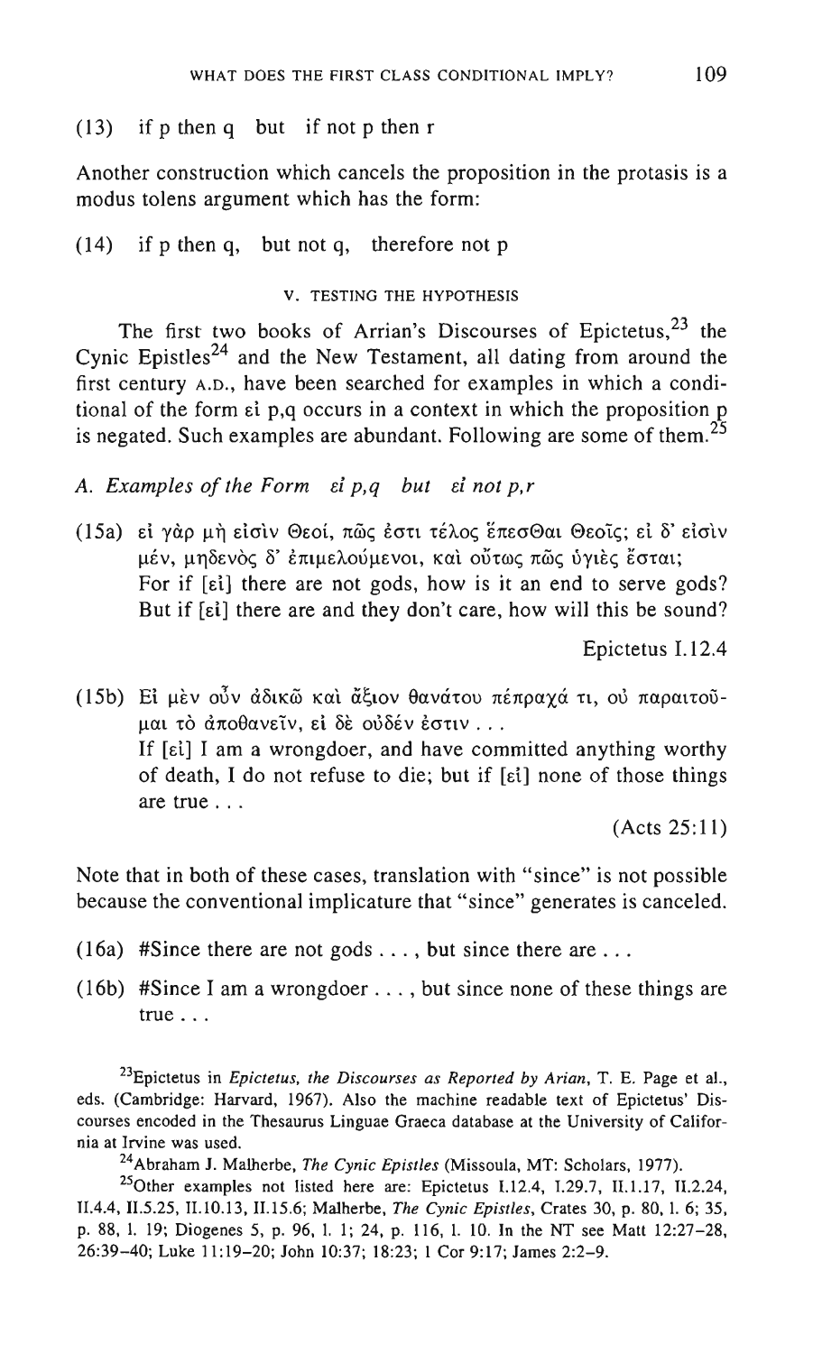(13) if p then q  but  if not p then r

Another construction which cancels the proposition in the protasis is a modus tolens argument which has the form:

(14) if p then q,  but not q,  therefore not p

### V. TESTING THE HYPOTHESIS

The first two books of Arrian's Discourses of Epictetus,[23] the Cynic Epistles[24] and the New Testament, all dating from around the first century A.D., have been searched for examples in which a conditional of the form εἰ p,q occurs in a context in which the proposition p is negated. Such examples are abundant. Following are some of them.[25]

*A. Examples of the Form  εἰ p,q  but  εἰ not p,r*

(15a) εἰ γὰρ μὴ εἰσὶν Θεοί, πῶς ἐστι τέλος ἕπεσΘαι Θεοῖς; εἰ δ' εἰσὶν μέν, μηδενὸς δ' ἐπιμελούμενοι, καὶ οὕτως πῶς ὑγιὲς ἔσται;
For if [εἰ] there are not gods, how is it an end to serve gods? But if [εἰ] there are and they don't care, how will this be sound?

Epictetus I.12.4

(15b) Εἰ μὲν οὖν ἀδικῶ καὶ ἄξιον θανάτου πέπραχά τι, οὐ παραιτοῦμαι τὸ ἀποθανεῖν, εἰ δὲ οὐδέν ἐστιν . . .
If [εἰ] I am a wrongdoer, and have committed anything worthy of death, I do not refuse to die; but if [εἰ] none of those things are true . . .

(Acts 25:11)

Note that in both of these cases, translation with "since" is not possible because the conventional implicature that "since" generates is canceled.

(16a) #Since there are not gods . . . , but since there are . . .

(16b) #Since I am a wrongdoer . . . , but since none of these things are true . . .

[23] Epictetus in *Epictetus, the Discourses as Reported by Arian*, T. E. Page et al., eds. (Cambridge: Harvard, 1967). Also the machine readable text of Epictetus' Discourses encoded in the Thesaurus Linguae Graeca database at the University of California at Irvine was used.

[24] Abraham J. Malherbe, *The Cynic Epistles* (Missoula, MT: Scholars, 1977).

[25] Other examples not listed here are: Epictetus I.12.4, I.29.7, II.1.17, II.2.24, II.4.4, II.5.25, II.10.13, II.15.6; Malherbe, *The Cynic Epistles*, Crates 30, p. 80, l. 6; 35, p. 88, l. 19; Diogenes 5, p. 96, l. 1; 24, p. 116, l. 10. In the NT see Matt 12:27–28, 26:39–40; Luke 11:19–20; John 10:37; 18:23; 1 Cor 9:17; James 2:2–9.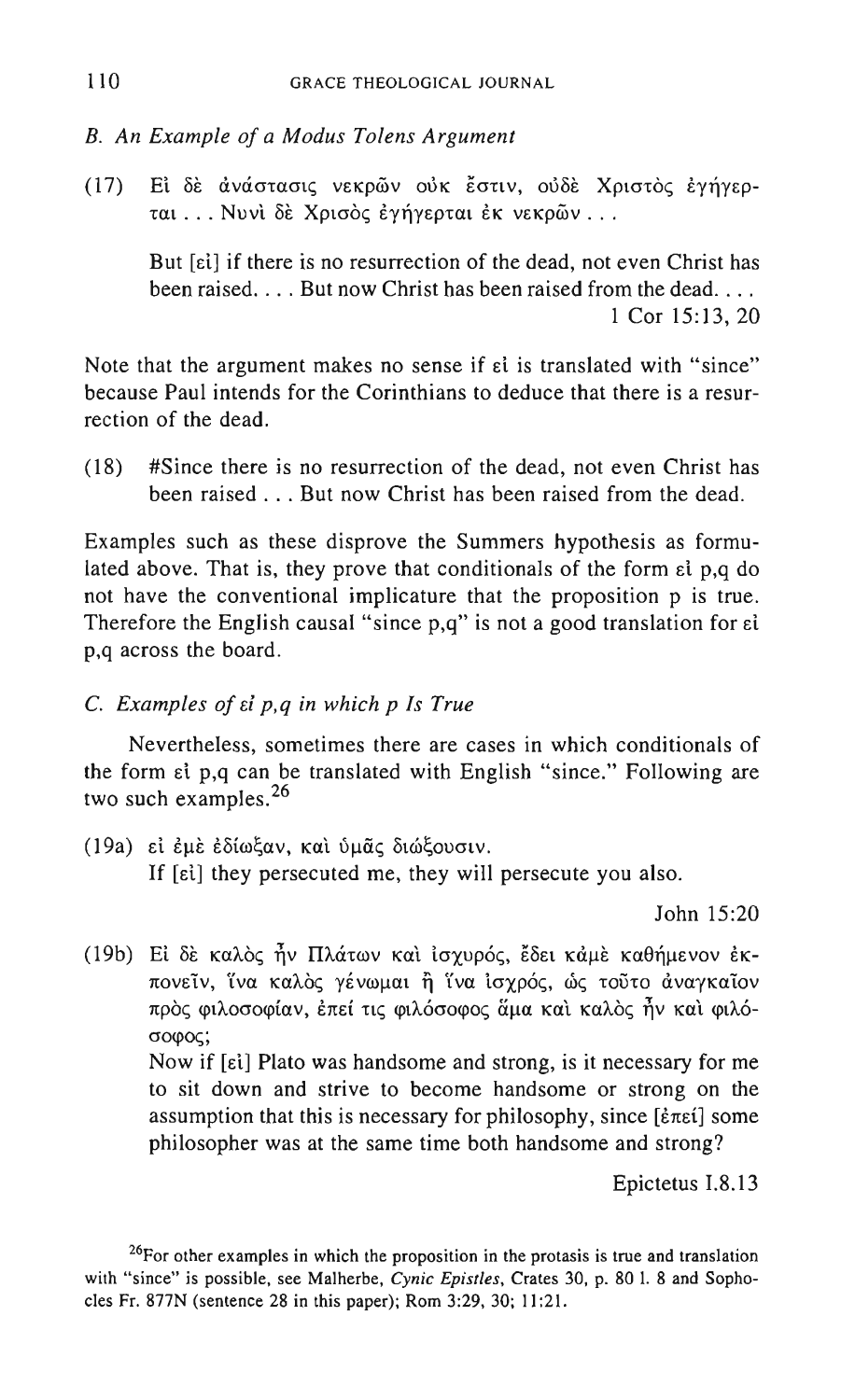### B. An Example of a Modus Tolens Argument

(17) Εἰ δὲ ἀνάστασις νεκρῶν οὐκ ἔστιν, οὐδὲ Χριστὸς ἐγήγερται . . . Νυνὶ δὲ Χρισὸς ἐγήγερται ἐκ νεκρῶν . . .

> But [εἰ] if there is no resurrection of the dead, not even Christ has been raised. . . . But now Christ has been raised from the dead. . . .
>
> 1 Cor 15:13, 20

Note that the argument makes no sense if εἰ is translated with "since" because Paul intends for the Corinthians to deduce that there is a resurrection of the dead.

(18) #Since there is no resurrection of the dead, not even Christ has been raised . . . But now Christ has been raised from the dead.

Examples such as these disprove the Summers hypothesis as formulated above. That is, they prove that conditionals of the form εἰ p,q do not have the conventional implicature that the proposition p is true. Therefore the English causal "since p,q" is not a good translation for εἰ p,q across the board.

### C. Examples of εἰ p,q in which p Is True

Nevertheless, sometimes there are cases in which conditionals of the form εἰ p,q can be translated with English "since." Following are two such examples.[26]

(19a) εἰ ἐμὲ ἐδίωξαν, καὶ ὑμᾶς διώξουσιν.
If [εἰ] they persecuted me, they will persecute you also.

> John 15:20

(19b) Εἰ δὲ καλὸς ἦν Πλάτων καὶ ἰσχυρός, ἔδει κἀμὲ καθήμενον ἐκπονεῖν, ἵνα καλὸς γένωμαι ἢ ἵνα ἰσχρός, ὡς τοῦτο ἀναγκαῖον πρὸς φιλοσοφίαν, ἐπεί τις φιλόσοφος ἅμα καὶ καλὸς ἦν καὶ φιλόσοφος;
Now if [εἰ] Plato was handsome and strong, is it necessary for me to sit down and strive to become handsome or strong on the assumption that this is necessary for philosophy, since [ἐπεί] some philosopher was at the same time both handsome and strong?

> Epictetus I.8.13

[26]For other examples in which the proposition in the protasis is true and translation with "since" is possible, see Malherbe, *Cynic Epistles*, Crates 30, p. 80 l. 8 and Sophocles Fr. 877N (sentence 28 in this paper); Rom 3:29, 30; 11:21.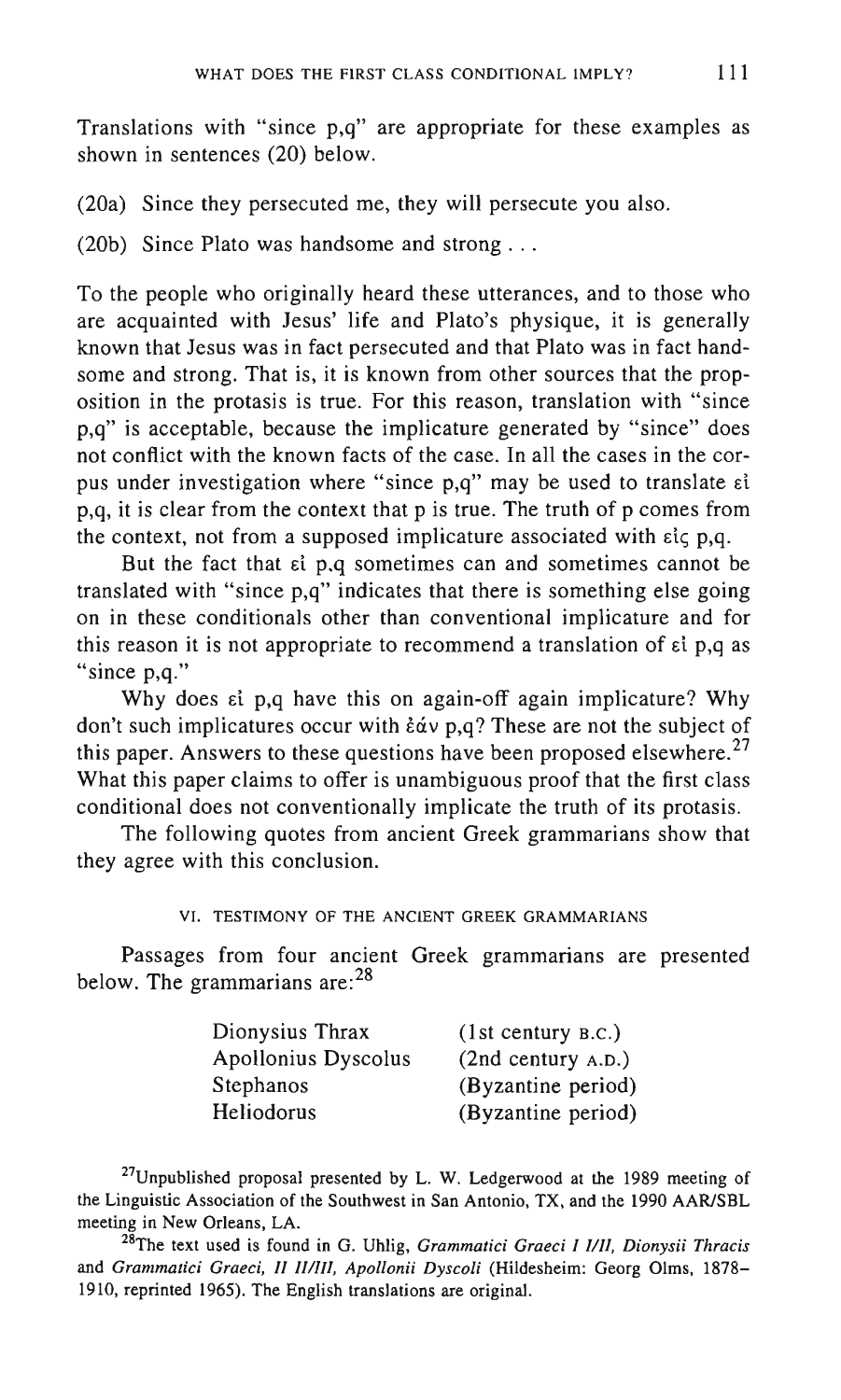Translations with "since p,q" are appropriate for these examples as shown in sentences (20) below.

(20a) Since they persecuted me, they will persecute you also.

(20b) Since Plato was handsome and strong . . .

To the people who originally heard these utterances, and to those who are acquainted with Jesus' life and Plato's physique, it is generally known that Jesus was in fact persecuted and that Plato was in fact handsome and strong. That is, it is known from other sources that the proposition in the protasis is true. For this reason, translation with "since p,q" is acceptable, because the implicature generated by "since" does not conflict with the known facts of the case. In all the cases in the corpus under investigation where "since p,q" may be used to translate εἰ p,q, it is clear from the context that p is true. The truth of p comes from the context, not from a supposed implicature associated with εἰς p,q.

But the fact that εἰ p,q sometimes can and sometimes cannot be translated with "since p,q" indicates that there is something else going on in these conditionals other than conventional implicature and for this reason it is not appropriate to recommend a translation of εἰ p,q as "since p,q."

Why does εἰ p,q have this on again-off again implicature? Why don't such implicatures occur with ἐάν p,q? These are not the subject of this paper. Answers to these questions have been proposed elsewhere.[27] What this paper claims to offer is unambiguous proof that the first class conditional does not conventionally implicate the truth of its protasis.

The following quotes from ancient Greek grammarians show that they agree with this conclusion.

## VI. TESTIMONY OF THE ANCIENT GREEK GRAMMARIANS

Passages from four ancient Greek grammarians are presented below. The grammarians are:[28]

| | |
|---|---|
| Dionysius Thrax | (1st century B.C.) |
| Apollonius Dyscolus | (2nd century A.D.) |
| Stephanos | (Byzantine period) |
| Heliodorus | (Byzantine period) |

[27]Unpublished proposal presented by L. W. Ledgerwood at the 1989 meeting of the Linguistic Association of the Southwest in San Antonio, TX, and the 1990 AAR/SBL meeting in New Orleans, LA.

[28]The text used is found in G. Uhlig, *Grammatici Graeci I I/II, Dionysii Thracis* and *Grammatici Graeci, II II/III, Apollonii Dyscoli* (Hildesheim: Georg Olms, 1878–1910, reprinted 1965). The English translations are original.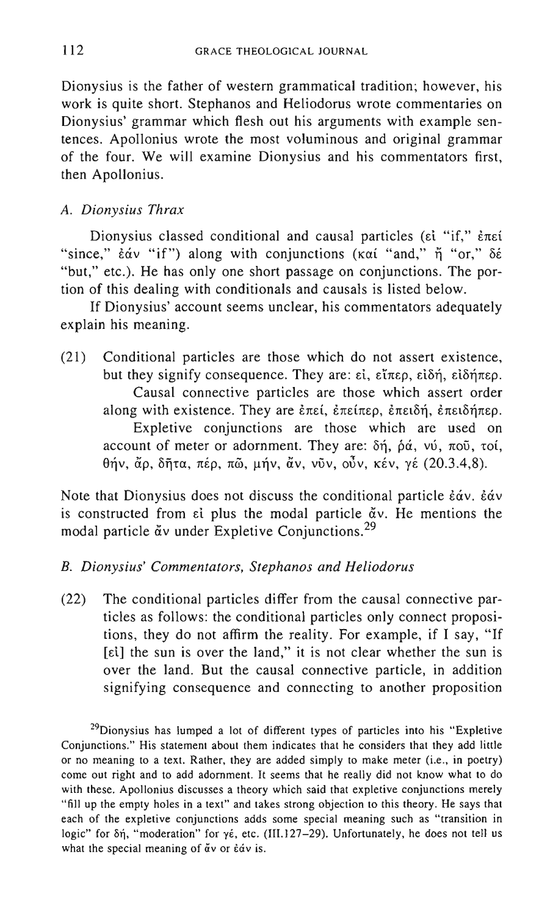Dionysius is the father of western grammatical tradition; however, his work is quite short. Stephanos and Heliodorus wrote commentaries on Dionysius' grammar which flesh out his arguments with example sentences. Apollonius wrote the most voluminous and original grammar of the four. We will examine Dionysius and his commentators first, then Apollonius.

### *A. Dionysius Thrax*

Dionysius classed conditional and causal particles (εἰ "if," ἐπεί "since," ἐάν "if") along with conjunctions (καί "and," ἤ "or," δέ "but," etc.). He has only one short passage on conjunctions. The portion of this dealing with conditionals and causals is listed below.

If Dionysius' account seems unclear, his commentators adequately explain his meaning.

(21) Conditional particles are those which do not assert existence, but they signify consequence. They are: εἰ, εἴπερ, εἰδή, εἰδήπερ.

Causal connective particles are those which assert order along with existence. They are ἐπεί, ἐπείπερ, ἐπειδή, ἐπειδήπερ.

Expletive conjunctions are those which are used on account of meter or adornment. They are: δή, ῥά, νύ, ποῦ, τοί, θήν, ἄρ, δῆτα, πέρ, πῶ, μήν, ἄν, νῦν, οὖν, κέν, γέ (20.3.4,8).

Note that Dionysius does not discuss the conditional particle ἐάν. ἐάν is constructed from εἰ plus the modal particle ἄν. He mentions the modal particle ἄν under Expletive Conjunctions.[29]

### *B. Dionysius' Commentators, Stephanos and Heliodorus*

(22) The conditional particles differ from the causal connective particles as follows: the conditional particles only connect propositions, they do not affirm the reality. For example, if I say, "If [εἰ] the sun is over the land," it is not clear whether the sun is over the land. But the causal connective particle, in addition signifying consequence and connecting to another proposition

[29]Dionysius has lumped a lot of different types of particles into his "Expletive Conjunctions." His statement about them indicates that he considers that they add little or no meaning to a text. Rather, they are added simply to make meter (i.e., in poetry) come out right and to add adornment. It seems that he really did not know what to do with these. Apollonius discusses a theory which said that expletive conjunctions merely "fill up the empty holes in a text" and takes strong objection to this theory. He says that each of the expletive conjunctions adds some special meaning such as "transition in logic" for δή, "moderation" for γέ, etc. (III.127–29). Unfortunately, he does not tell us what the special meaning of ἄν or ἐάν is.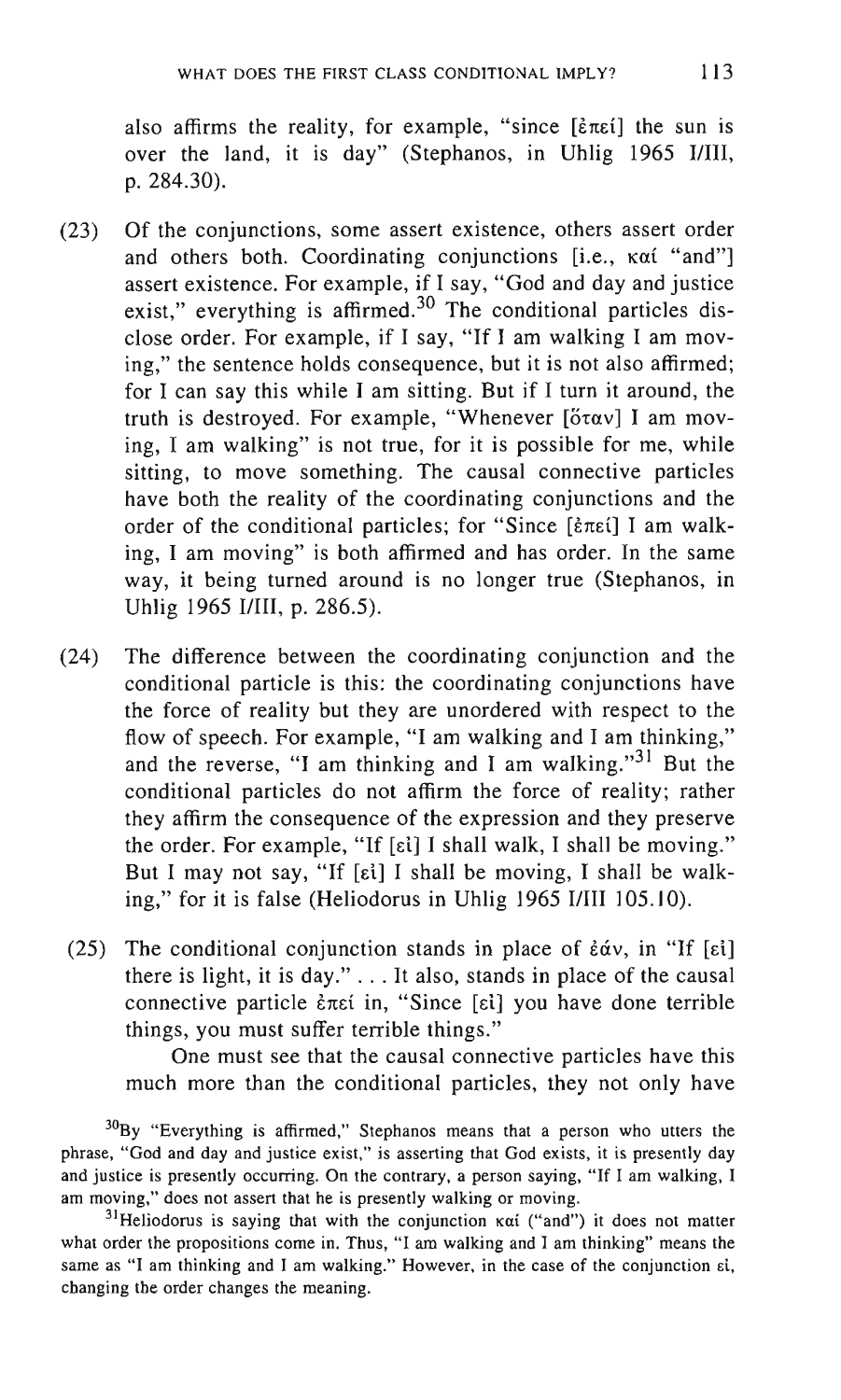also affirms the reality, for example, "since [ἐπεί] the sun is over the land, it is day" (Stephanos, in Uhlig 1965 I/III, p. 284.30).

(23) Of the conjunctions, some assert existence, others assert order and others both. Coordinating conjunctions [i.e., καί "and"] assert existence. For example, if I say, "God and day and justice exist," everything is affirmed.[30] The conditional particles disclose order. For example, if I say, "If I am walking I am moving," the sentence holds consequence, but it is not also affirmed; for I can say this while I am sitting. But if I turn it around, the truth is destroyed. For example, "Whenever [ὅταν] I am moving, I am walking" is not true, for it is possible for me, while sitting, to move something. The causal connective particles have both the reality of the coordinating conjunctions and the order of the conditional particles; for "Since [ἐπεί] I am walking, I am moving" is both affirmed and has order. In the same way, it being turned around is no longer true (Stephanos, in Uhlig 1965 I/III, p. 286.5).

(24) The difference between the coordinating conjunction and the conditional particle is this: the coordinating conjunctions have the force of reality but they are unordered with respect to the flow of speech. For example, "I am walking and I am thinking," and the reverse, "I am thinking and I am walking."[31] But the conditional particles do not affirm the force of reality; rather they affirm the consequence of the expression and they preserve the order. For example, "If [εἰ] I shall walk, I shall be moving." But I may not say, "If [εἰ] I shall be moving, I shall be walking," for it is false (Heliodorus in Uhlig 1965 I/III 105.10).

(25) The conditional conjunction stands in place of ἐάν, in "If [εἰ] there is light, it is day." . . . It also, stands in place of the causal connective particle ἐπεί in, "Since [εἰ] you have done terrible things, you must suffer terrible things."

One must see that the causal connective particles have this much more than the conditional particles, they not only have

---

[30]By "Everything is affirmed," Stephanos means that a person who utters the phrase, "God and day and justice exist," is asserting that God exists, it is presently day and justice is presently occurring. On the contrary, a person saying, "If I am walking, I am moving," does not assert that he is presently walking or moving.

[31]Heliodorus is saying that with the conjunction καί ("and") it does not matter what order the propositions come in. Thus, "I am walking and I am thinking" means the same as "I am thinking and I am walking." However, in the case of the conjunction εἰ, changing the order changes the meaning.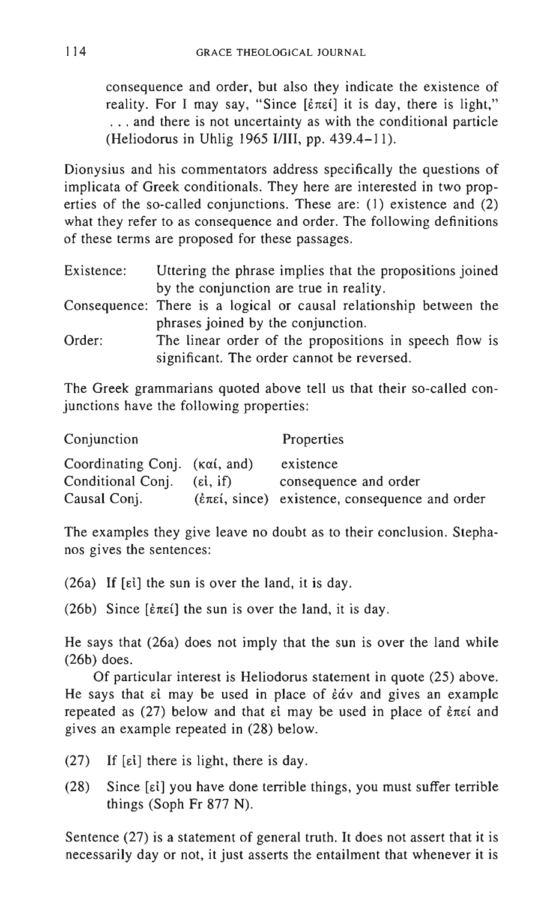consequence and order, but also they indicate the existence of reality. For I may say, "Since [ἐπεὶ] it is day, there is light," . . . and there is not uncertainty as with the conditional particle (Heliodorus in Uhlig 1965 I/III, pp. 439.4–11).

Dionysius and his commentators address specifically the questions of implicata of Greek conditionals. They here are interested in two properties of the so-called conjunctions. These are: (1) existence and (2) what they refer to as consequence and order. The following definitions of these terms are proposed for these passages.

| | |
|---|---|
| Existence: | Uttering the phrase implies that the propositions joined by the conjunction are true in reality. |
| Consequence: | There is a logical or causal relationship between the phrases joined by the conjunction. |
| Order: | The linear order of the propositions in speech flow is significant. The order cannot be reversed. |

The Greek grammarians quoted above tell us that their so-called conjunctions have the following properties:

| Conjunction | | Properties |
|---|---|---|
| Coordinating Conj. | (καί, and) | existence |
| Conditional Conj. | (εἰ, if) | consequence and order |
| Causal Conj. | (ἐπεί, since) | existence, consequence and order |

The examples they give leave no doubt as to their conclusion. Stephanos gives the sentences:

(26a) If [εἰ] the sun is over the land, it is day.

(26b) Since [ἐπεί] the sun is over the land, it is day.

He says that (26a) does not imply that the sun is over the land while (26b) does.

Of particular interest is Heliodorus statement in quote (25) above. He says that εἰ may be used in place of ἐάν and gives an example repeated as (27) below and that εἰ may be used in place of ἐπεί and gives an example repeated in (28) below.

(27) If [εἰ] there is light, there is day.

(28) Since [εἰ] you have done terrible things, you must suffer terrible things (Soph Fr 877 N).

Sentence (27) is a statement of general truth. It does not assert that it is necessarily day or not, it just asserts the entailment that whenever it is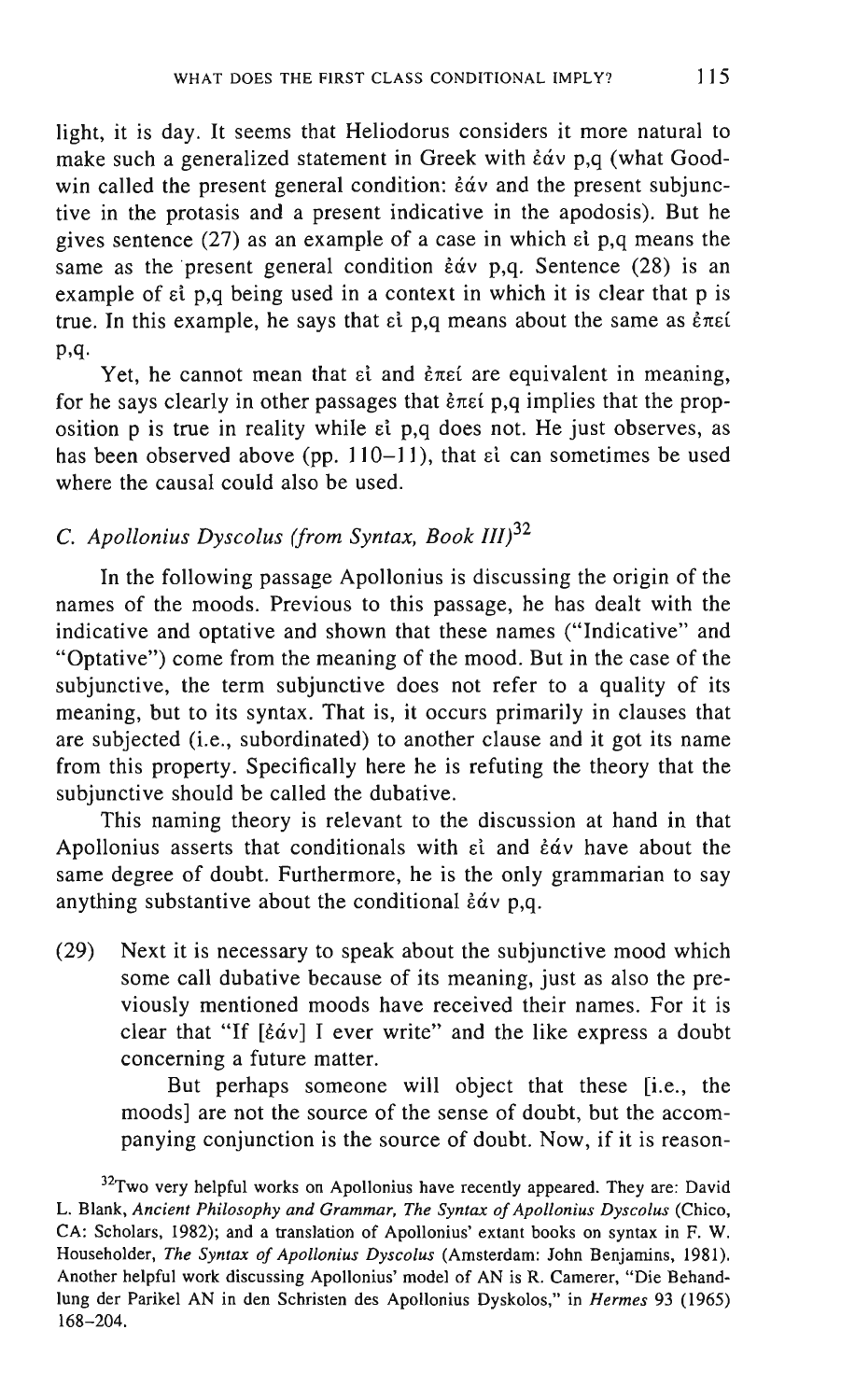light, it is day. It seems that Heliodorus considers it more natural to make such a generalized statement in Greek with ἐάν p,q (what Goodwin called the present general condition: ἐάν and the present subjunctive in the protasis and a present indicative in the apodosis). But he gives sentence (27) as an example of a case in which εἰ p,q means the same as the present general condition ἐάν p,q. Sentence (28) is an example of εἰ p,q being used in a context in which it is clear that p is true. In this example, he says that εἰ p,q means about the same as ἐπεί p,q.

Yet, he cannot mean that εἰ and ἐπεί are equivalent in meaning, for he says clearly in other passages that ἐπεί p,q implies that the proposition p is true in reality while εἰ p,q does not. He just observes, as has been observed above (pp. 110–11), that εἰ can sometimes be used where the causal could also be used.

### *C. Apollonius Dyscolus (from Syntax, Book III)*[32]

In the following passage Apollonius is discussing the origin of the names of the moods. Previous to this passage, he has dealt with the indicative and optative and shown that these names ("Indicative" and "Optative") come from the meaning of the mood. But in the case of the subjunctive, the term subjunctive does not refer to a quality of its meaning, but to its syntax. That is, it occurs primarily in clauses that are subjected (i.e., subordinated) to another clause and it got its name from this property. Specifically here he is refuting the theory that the subjunctive should be called the dubative.

This naming theory is relevant to the discussion at hand in that Apollonius asserts that conditionals with εἰ and ἐάν have about the same degree of doubt. Furthermore, he is the only grammarian to say anything substantive about the conditional ἐάν p,q.

(29) Next it is necessary to speak about the subjunctive mood which some call dubative because of its meaning, just as also the previously mentioned moods have received their names. For it is clear that "If [ἐάν] I ever write" and the like express a doubt concerning a future matter.

But perhaps someone will object that these [i.e., the moods] are not the source of the sense of doubt, but the accompanying conjunction is the source of doubt. Now, if it is reason-

[32] Two very helpful works on Apollonius have recently appeared. They are: David L. Blank, *Ancient Philosophy and Grammar, The Syntax of Apollonius Dyscolus* (Chico, CA: Scholars, 1982); and a translation of Apollonius' extant books on syntax in F. W. Householder, *The Syntax of Apollonius Dyscolus* (Amsterdam: John Benjamins, 1981). Another helpful work discussing Apollonius' model of AN is R. Camerer, "Die Behandlung der Parikel AN in den Schristen des Apollonius Dyskolos," in *Hermes* 93 (1965) 168–204.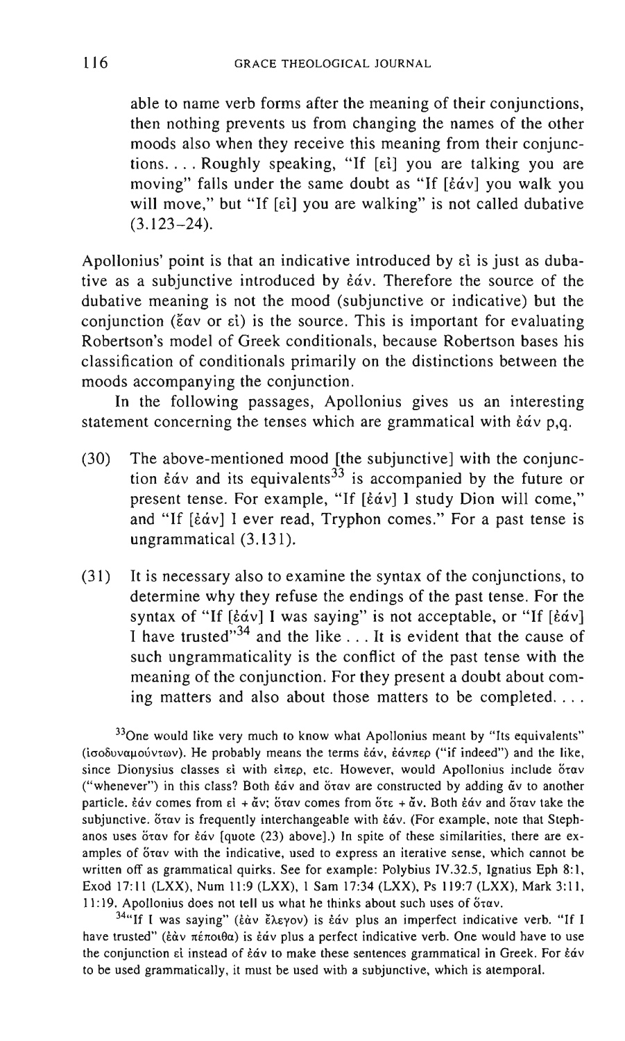able to name verb forms after the meaning of their conjunctions, then nothing prevents us from changing the names of the other moods also when they receive this meaning from their conjunctions. . . . Roughly speaking, "If [εἰ] you are talking you are moving" falls under the same doubt as "If [ἐάν] you walk you will move," but "If [εἰ] you are walking" is not called dubative (3.123–24).

Apollonius' point is that an indicative introduced by εἰ is just as dubative as a subjunctive introduced by ἐάν. Therefore the source of the dubative meaning is not the mood (subjunctive or indicative) but the conjunction (ἔαν or εἰ) is the source. This is important for evaluating Robertson's model of Greek conditionals, because Robertson bases his classification of conditionals primarily on the distinctions between the moods accompanying the conjunction.

In the following passages, Apollonius gives us an interesting statement concerning the tenses which are grammatical with ἐάν p,q.

(30) The above-mentioned mood [the subjunctive] with the conjunction ἐάν and its equivalents[33] is accompanied by the future or present tense. For example, "If [ἐάν] I study Dion will come," and "If [ἐάν] I ever read, Tryphon comes." For a past tense is ungrammatical (3.131).

(31) It is necessary also to examine the syntax of the conjunctions, to determine why they refuse the endings of the past tense. For the syntax of "If [ἐάν] I was saying" is not acceptable, or "If [ἐάν] I have trusted"[34] and the like . . . It is evident that the cause of such ungrammaticality is the conflict of the past tense with the meaning of the conjunction. For they present a doubt about coming matters and also about those matters to be completed. . . .

[33] One would like very much to know what Apollonius meant by "Its equivalents" (ἰσοδυναμούντων). He probably means the terms ἐάν, ἐάνπερ ("if indeed") and the like, since Dionysius classes εἰ with εἴπερ, etc. However, would Apollonius include ὅταν ("whenever") in this class? Both ἐάν and ὅταν are constructed by adding ἄν to another particle. ἐάν comes from εἰ + ἄν; ὅταν comes from ὅτε + ἄν. Both ἐάν and ὅταν take the subjunctive. ὅταν is frequently interchangeable with ἐάν. (For example, note that Stephanos uses ὅταν for ἐάν [quote (23) above].) In spite of these similarities, there are examples of ὅταν with the indicative, used to express an iterative sense, which cannot be written off as grammatical quirks. See for example: Polybius IV.32.5, Ignatius Eph 8:1, Exod 17:11 (LXX), Num 11:9 (LXX), 1 Sam 17:34 (LXX), Ps 119:7 (LXX), Mark 3:11, 11:19. Apollonius does not tell us what he thinks about such uses of ὅταν.

[34] "If I was saying" (ἐὰν ἔλεγον) is ἐάν plus an imperfect indicative verb. "If I have trusted" (ἐὰν πέποιθα) is ἐάν plus a perfect indicative verb. One would have to use the conjunction εἰ instead of ἐάν to make these sentences grammatical in Greek. For ἐάν to be used grammatically, it must be used with a subjunctive, which is atemporal.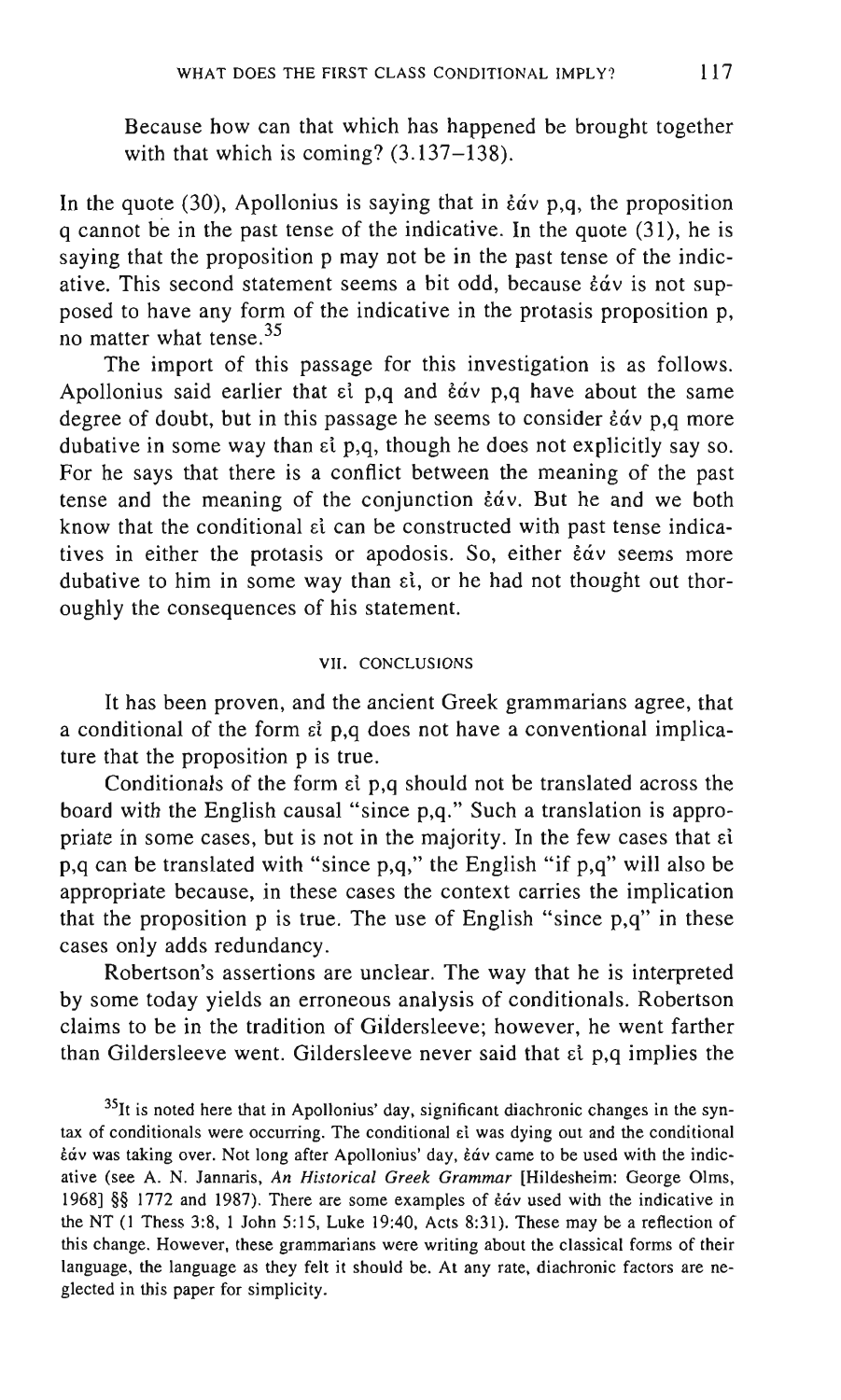Because how can that which has happened be brought together with that which is coming? (3.137–138).

In the quote (30), Apollonius is saying that in ἐάν p,q, the proposition q cannot be in the past tense of the indicative. In the quote (31), he is saying that the proposition p may not be in the past tense of the indicative. This second statement seems a bit odd, because ἐάν is not supposed to have any form of the indicative in the protasis proposition p, no matter what tense.[35]

The import of this passage for this investigation is as follows. Apollonius said earlier that εἰ p,q and ἐάν p,q have about the same degree of doubt, but in this passage he seems to consider ἐάν p,q more dubative in some way than εἰ p,q, though he does not explicitly say so. For he says that there is a conflict between the meaning of the past tense and the meaning of the conjunction ἐάν. But he and we both know that the conditional εἰ can be constructed with past tense indicatives in either the protasis or apodosis. So, either ἐάν seems more dubative to him in some way than εἰ, or he had not thought out thoroughly the consequences of his statement.

## VII. CONCLUSIONS

It has been proven, and the ancient Greek grammarians agree, that a conditional of the form εἰ p,q does not have a conventional implicature that the proposition p is true.

Conditionals of the form εἰ p,q should not be translated across the board with the English causal "since p,q." Such a translation is appropriate in some cases, but is not in the majority. In the few cases that εἰ p,q can be translated with "since p,q," the English "if p,q" will also be appropriate because, in these cases the context carries the implication that the proposition p is true. The use of English "since p,q" in these cases only adds redundancy.

Robertson's assertions are unclear. The way that he is interpreted by some today yields an erroneous analysis of conditionals. Robertson claims to be in the tradition of Gildersleeve; however, he went farther than Gildersleeve went. Gildersleeve never said that εἰ p,q implies the

[35] It is noted here that in Apollonius' day, significant diachronic changes in the syntax of conditionals were occurring. The conditional εἰ was dying out and the conditional ἐάν was taking over. Not long after Apollonius' day, ἐάν came to be used with the indicative (see A. N. Jannaris, *An Historical Greek Grammar* [Hildesheim: George Olms, 1968] §§ 1772 and 1987). There are some examples of ἐάν used with the indicative in the NT (1 Thess 3:8, 1 John 5:15, Luke 19:40, Acts 8:31). These may be a reflection of this change. However, these grammarians were writing about the classical forms of their language, the language as they felt it should be. At any rate, diachronic factors are neglected in this paper for simplicity.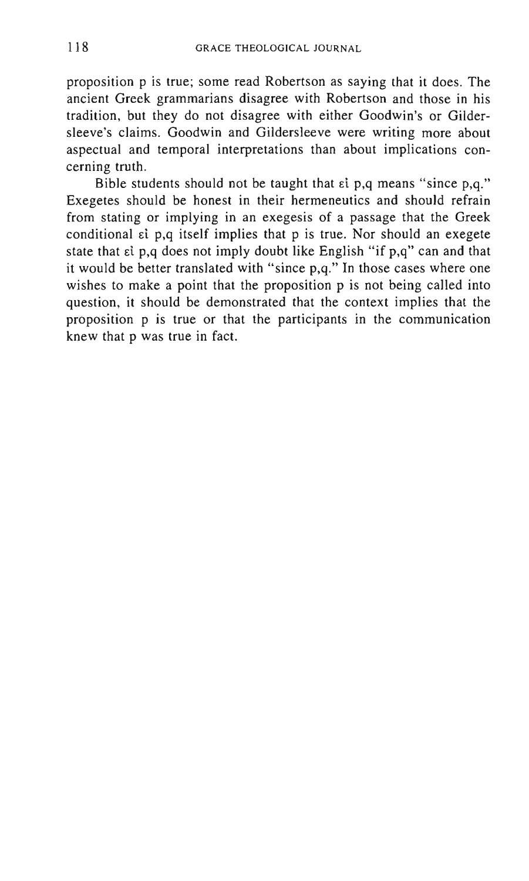proposition p is true; some read Robertson as saying that it does. The ancient Greek grammarians disagree with Robertson and those in his tradition, but they do not disagree with either Goodwin's or Gildersleeve's claims. Goodwin and Gildersleeve were writing more about aspectual and temporal interpretations than about implications concerning truth.

Bible students should not be taught that εἰ p,q means "since p,q." Exegetes should be honest in their hermeneutics and should refrain from stating or implying in an exegesis of a passage that the Greek conditional εἰ p,q itself implies that p is true. Nor should an exegete state that εἰ p,q does not imply doubt like English "if p,q" can and that it would be better translated with "since p,q." In those cases where one wishes to make a point that the proposition p is not being called into question, it should be demonstrated that the context implies that the proposition p is true or that the participants in the communication knew that p was true in fact.